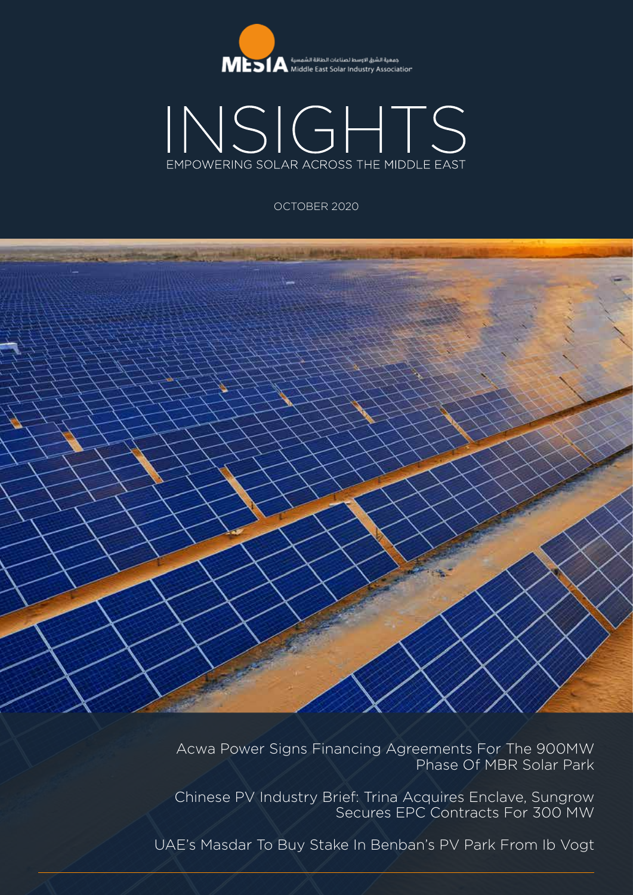MESIA جمعية الشرق الاوسط لصناعات الطاقة الشمسية Middle East Solar Industry Association

# INSIGHTS

EMPOWERING SOLAR ACROSS THE MIDDLE EAST

OCTOBER 2020

Acwa Power Signs Financing Agreements For The 900MW Phase Of MBR Solar Park

Chinese PV Industry Brief: Trina Acquires Enclave, Sungrow Secures EPC Contracts For 300 MW

UAE's Masdar To Buy Stake In Benban's PV Park From Ib Vogt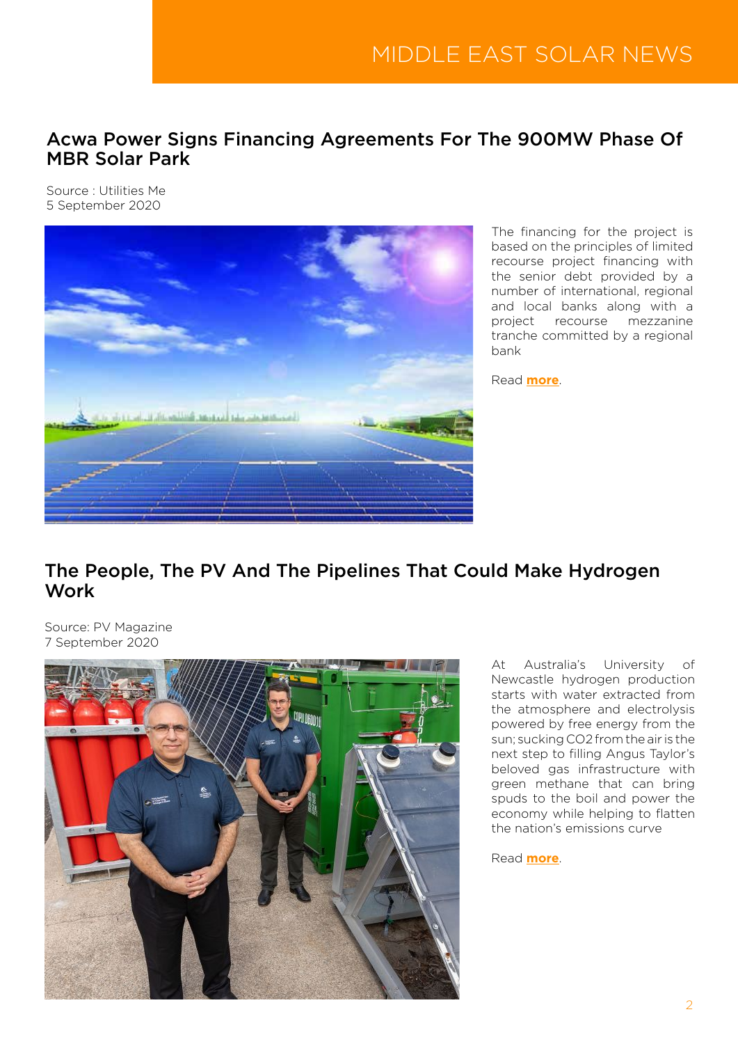## Acwa Power Signs Financing Agreements For The 900MW Phase Of MBR Solar Park

Source : Utilities Me
5 September 2020

The financing for the project is based on the principles of limited recourse project financing with the senior debt provided by a number of international, regional and local banks along with a project recourse mezzanine tranche committed by a regional bank

Read **more**.

## The People, The PV And The Pipelines That Could Make Hydrogen Work

Source: PV Magazine
7 September 2020

At Australia's University of Newcastle hydrogen production starts with water extracted from the atmosphere and electrolysis powered by free energy from the sun; sucking $CO_2$ from the air is the next step to filling Angus Taylor's beloved gas infrastructure with green methane that can bring spuds to the boil and power the economy while helping to flatten the nation's emissions curve

Read **more**.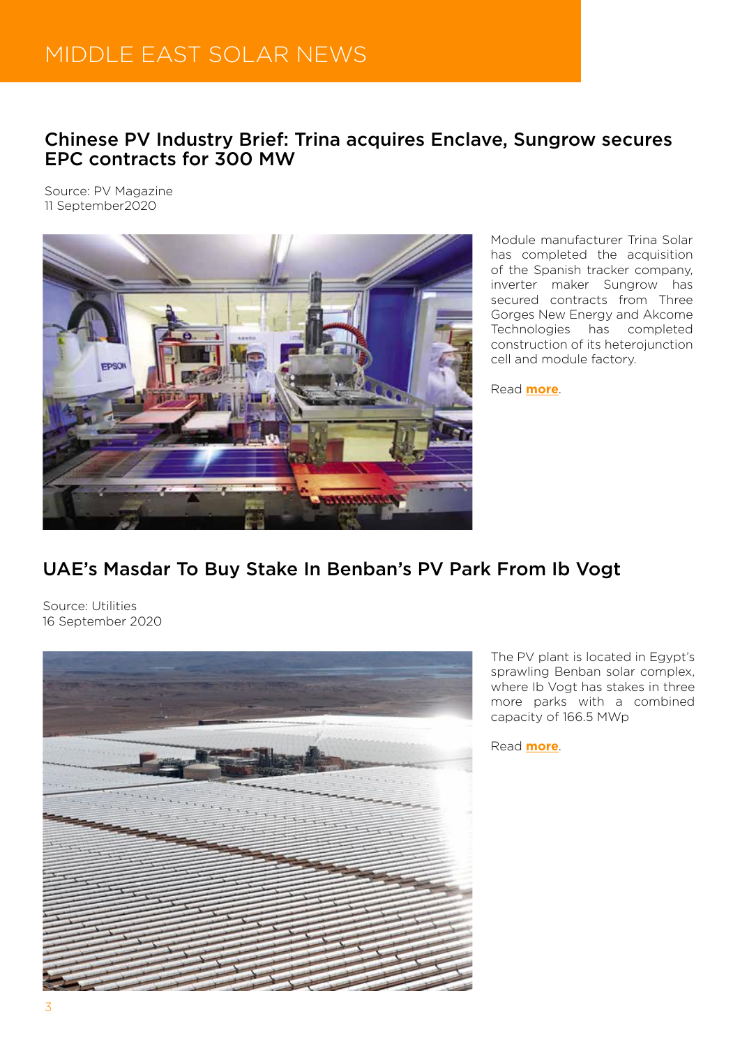# MIDDLE EAST SOLAR NEWS

## Chinese PV Industry Brief: Trina acquires Enclave, Sungrow secures EPC contracts for 300 MW

Source: PV Magazine
11 September2020

Module manufacturer Trina Solar has completed the acquisition of the Spanish tracker company, inverter maker Sungrow has secured contracts from Three Gorges New Energy and Akcome Technologies has completed construction of its heterojunction cell and module factory.

Read **more**.

## UAE's Masdar To Buy Stake In Benban's PV Park From Ib Vogt

Source: Utilities
16 September 2020

The PV plant is located in Egypt's sprawling Benban solar complex, where Ib Vogt has stakes in three more parks with a combined capacity of 166.5 MWp

Read **more**.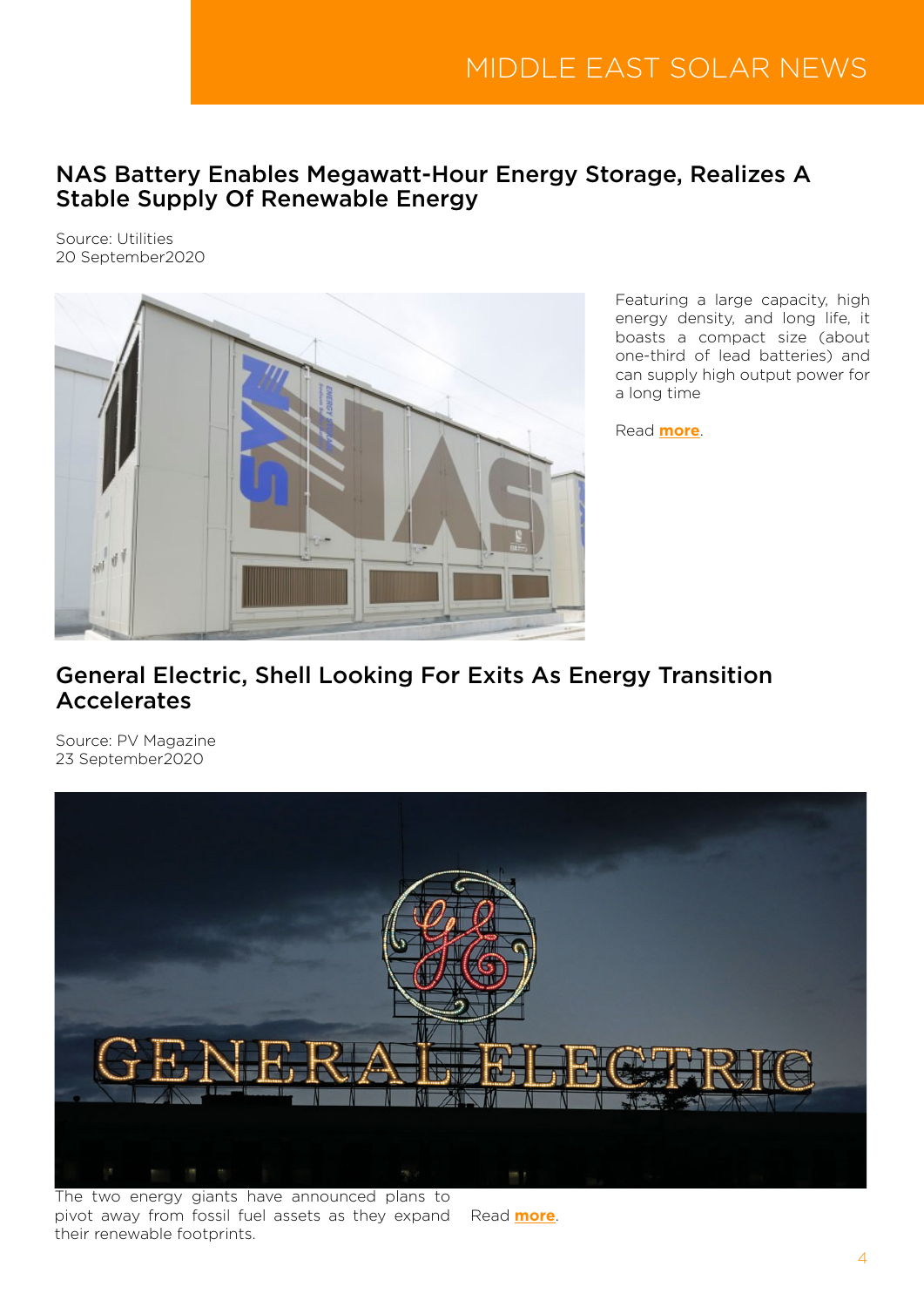## NAS Battery Enables Megawatt-Hour Energy Storage, Realizes A Stable Supply Of Renewable Energy

Source: Utilities
20 September2020

Featuring a large capacity, high energy density, and long life, it boasts a compact size (about one-third of lead batteries) and can supply high output power for a long time

Read **more**.

## General Electric, Shell Looking For Exits As Energy Transition Accelerates

Source: PV Magazine
23 September2020

The two energy giants have announced plans to pivot away from fossil fuel assets as they expand their renewable footprints.

Read **more**.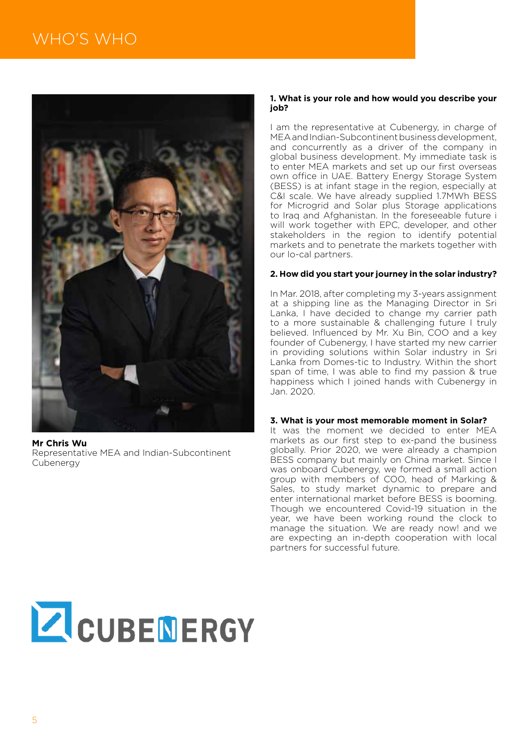# WHO'S WHO

**Mr Chris Wu**
Representative MEA and Indian-Subcontinent
Cubenergy

**1. What is your role and how would you describe your job?**

I am the representative at Cubenergy, in charge of MEA and Indian-Subcontinent business development, and concurrently as a driver of the company in global business development. My immediate task is to enter MEA markets and set up our first overseas own office in UAE. Battery Energy Storage System (BESS) is at infant stage in the region, especially at C&I scale. We have already supplied 1.7MWh BESS for Microgrid and Solar plus Storage applications to Iraq and Afghanistan. In the foreseeable future i will work together with EPC, developer, and other stakeholders in the region to identify potential markets and to penetrate the markets together with our lo-cal partners.

**2. How did you start your journey in the solar industry?**

In Mar. 2018, after completing my 3-years assignment at a shipping line as the Managing Director in Sri Lanka, I have decided to change my carrier path to a more sustainable & challenging future I truly believed. Influenced by Mr. Xu Bin, COO and a key founder of Cubenergy, I have started my new carrier in providing solutions within Solar industry in Sri Lanka from Domes-tic to Industry. Within the short span of time, I was able to find my passion & true happiness which I joined hands with Cubenergy in Jan. 2020.

**3. What is your most memorable moment in Solar?**

It was the moment we decided to enter MEA markets as our first step to ex-pand the business globally. Prior 2020, we were already a champion BESS company but mainly on China market. Since I was onboard Cubenergy, we formed a small action group with members of COO, head of Marking & Sales, to study market dynamic to prepare and enter international market before BESS is booming. Though we encountered Covid-19 situation in the year, we have been working round the clock to manage the situation. We are ready now! and we are expecting an in-depth cooperation with local partners for successful future.

CUBENERGY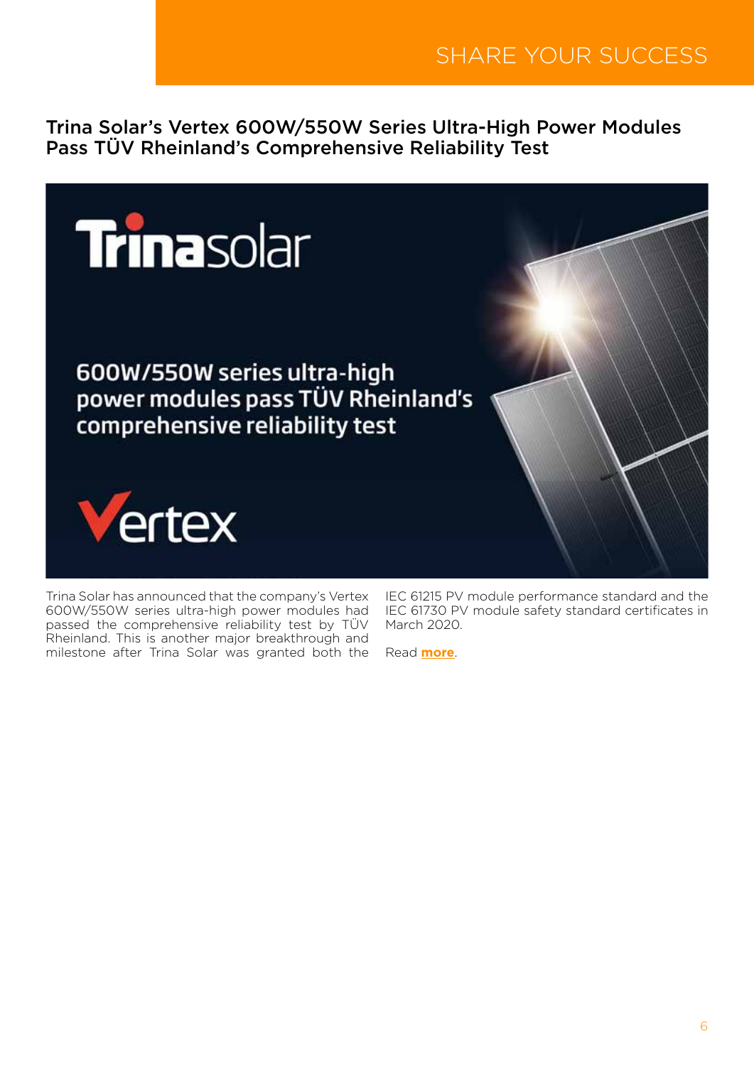## Trina Solar's Vertex 600W/550W Series Ultra-High Power Modules Pass TÜV Rheinland's Comprehensive Reliability Test

Trinasolar

600W/550W series ultra-high power modules pass TÜV Rheinland's comprehensive reliability test

Vertex

Trina Solar has announced that the company's Vertex 600W/550W series ultra-high power modules had passed the comprehensive reliability test by TÜV Rheinland. This is another major breakthrough and milestone after Trina Solar was granted both the IEC 61215 PV module performance standard and the IEC 61730 PV module safety standard certificates in March 2020.

Read **more**.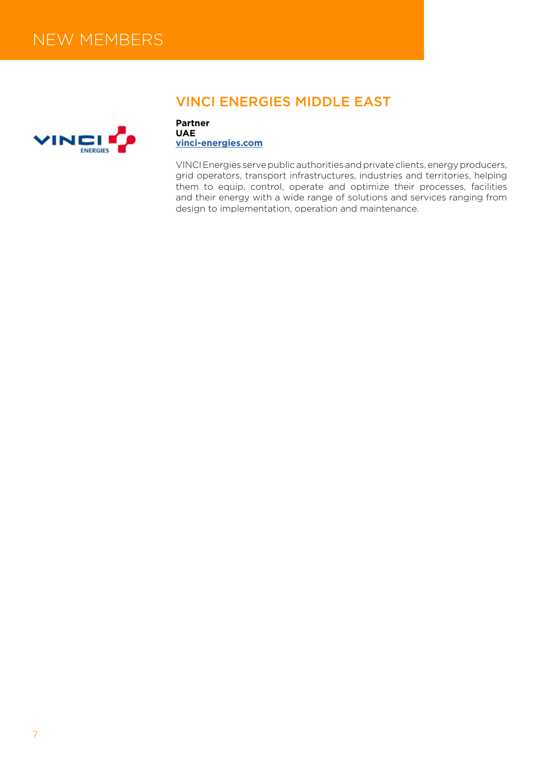# NEW MEMBERS

## VINCI ENERGIES MIDDLE EAST

**Partner**
**UAE**
**vinci-energies.com**

VINCI Energies serve public authorities and private clients, energy producers, grid operators, transport infrastructures, industries and territories, helping them to equip, control, operate and optimize their processes, facilities and their energy with a wide range of solutions and services ranging from design to implementation, operation and maintenance.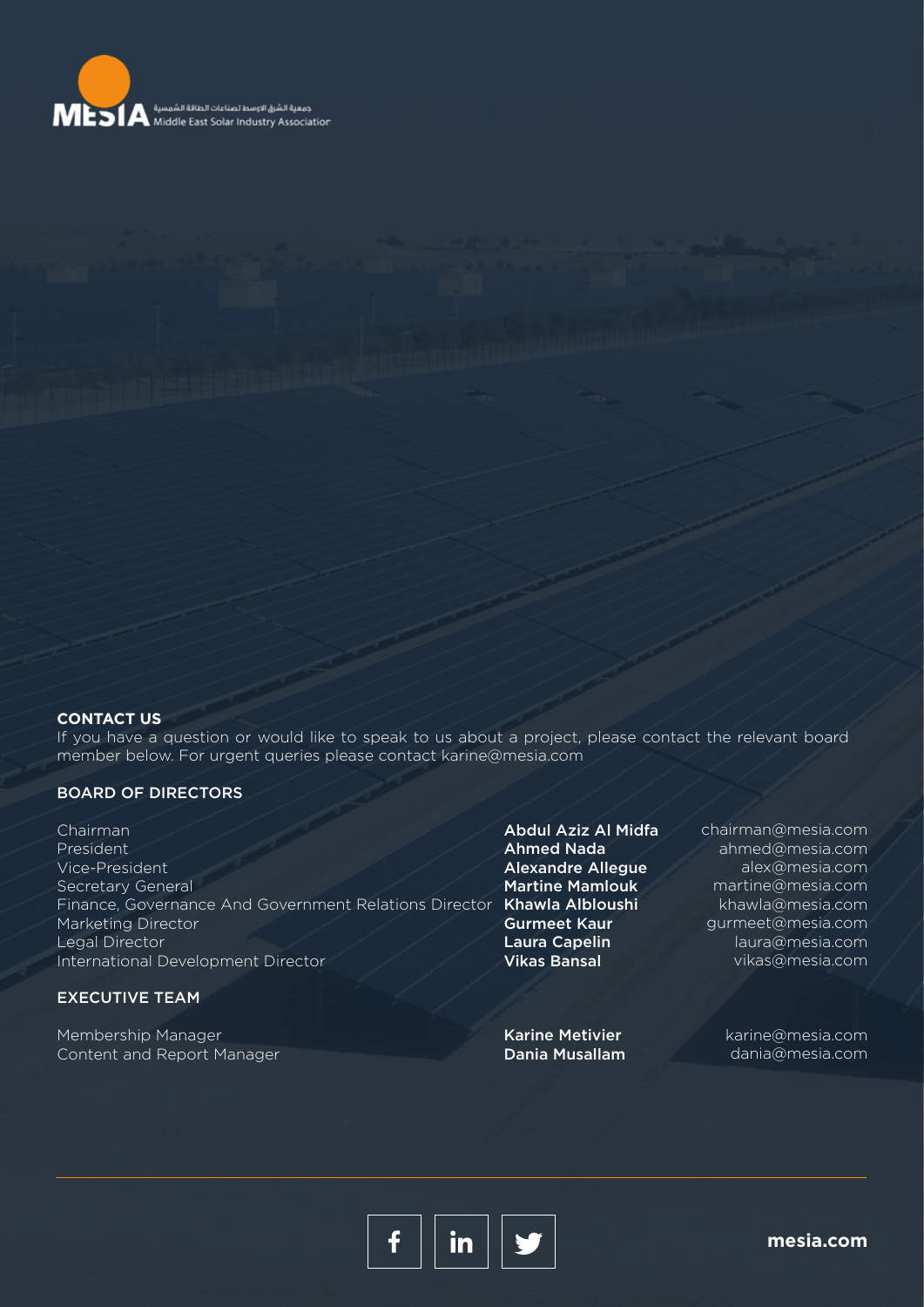MESIA جمعية الشرق الاوسط لصناعات الطاقة الشمسية Middle East Solar Industry Association

## CONTACT US

If you have a question or would like to speak to us about a project, please contact the relevant board member below. For urgent queries please contact karine@mesia.com

### BOARD OF DIRECTORS

| | | |
|---|---|---|
| Chairman | **Abdul Aziz Al Midfa** | chairman@mesia.com |
| President | **Ahmed Nada** | ahmed@mesia.com |
| Vice-President | **Alexandre Allegue** | alex@mesia.com |
| Secretary General | **Martine Mamlouk** | martine@mesia.com |
| Finance, Governance And Government Relations Director | **Khawla Albloushi** | khawla@mesia.com |
| Marketing Director | **Gurmeet Kaur** | gurmeet@mesia.com |
| Legal Director | **Laura Capelin** | laura@mesia.com |
| International Development Director | **Vikas Bansal** | vikas@mesia.com |

### EXECUTIVE TEAM

| | | |
|---|---|---|
| Membership Manager | **Karine Metivier** | karine@mesia.com |
| Content and Report Manager | **Dania Musallam** | dania@mesia.com |

**mesia.com**